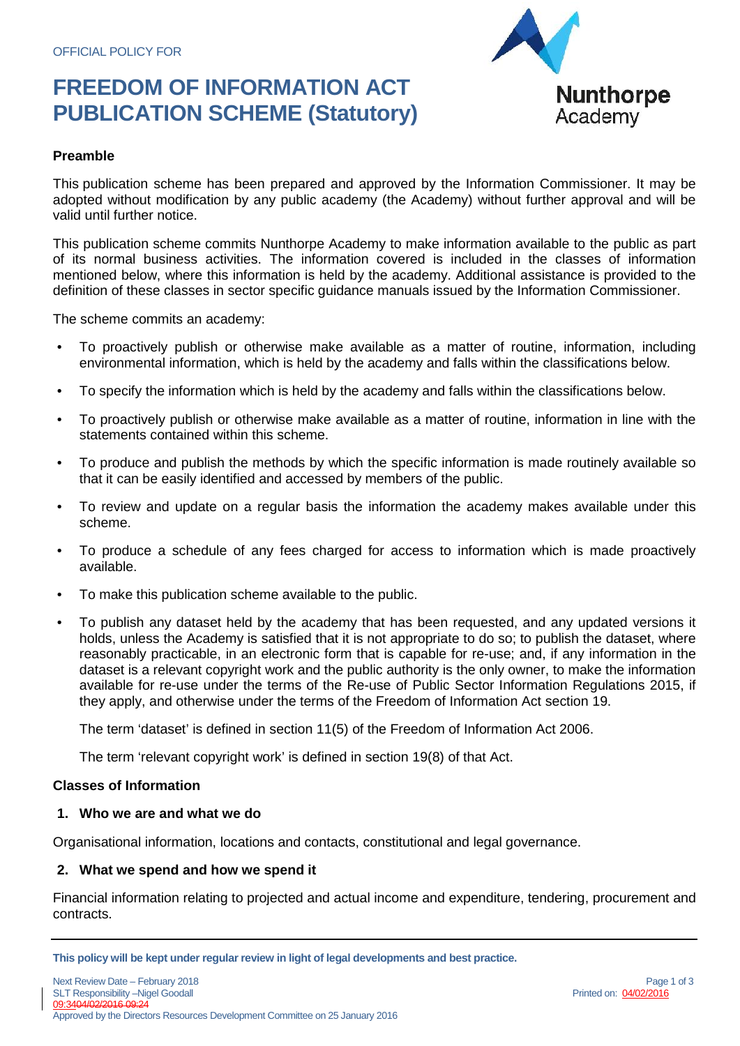OFFICIAL POLICY FOR

# FREEDOM OF INFORMATION ACT PUBLICATION SCHEME (Statutory)

Nunthorpe Academy

## Preamble

This publication scheme has been prepared and approved by the Information Commissioner. It may be adopted without modification by any public academy (the Academy) without further approval and will be valid until further notice.

This publication scheme commits Nunthorpe Academy to make information available to the public as part of its normal business activities. The information covered is included in the classes of information mentioned below, where this information is held by the academy. Additional assistance is provided to the definition of these classes in sector specific guidance manuals issued by the Information Commissioner.

The scheme commits an academy:

- To proactively publish or otherwise make available as a matter of routine, information, including environmental information, which is held by the academy and falls within the classifications below.
- To specify the information which is held by the academy and falls within the classifications below.
- To proactively publish or otherwise make available as a matter of routine, information in line with the statements contained within this scheme.
- To produce and publish the methods by which the specific information is made routinely available so that it can be easily identified and accessed by members of the public.
- To review and update on a regular basis the information the academy makes available under this scheme.
- To produce a schedule of any fees charged for access to information which is made proactively available.
- To make this publication scheme available to the public.
- To publish any dataset held by the academy that has been requested, and any updated versions it holds, unless the Academy is satisfied that it is not appropriate to do so; to publish the dataset, where reasonably practicable, in an electronic form that is capable for re-use; and, if any information in the dataset is a relevant copyright work and the public authority is the only owner, to make the information available for re-use under the terms of the Re-use of Public Sector Information Regulations 2015, if they apply, and otherwise under the terms of the Freedom of Information Act section 19.

  The term 'dataset' is defined in section 11(5) of the Freedom of Information Act 2006.

  The term 'relevant copyright work' is defined in section 19(8) of that Act.

## Classes of Information

### 1. Who we are and what we do

Organisational information, locations and contacts, constitutional and legal governance.

### 2. What we spend and how we spend it

Financial information relating to projected and actual income and expenditure, tendering, procurement and contracts.

**This policy will be kept under regular review in light of legal developments and best practice.**

Next Review Date – February 2018
SLT Responsibility –Nigel Goodall
Printed on: 04/02/2016
Approved by the Directors Resources Development Committee on 25 January 2016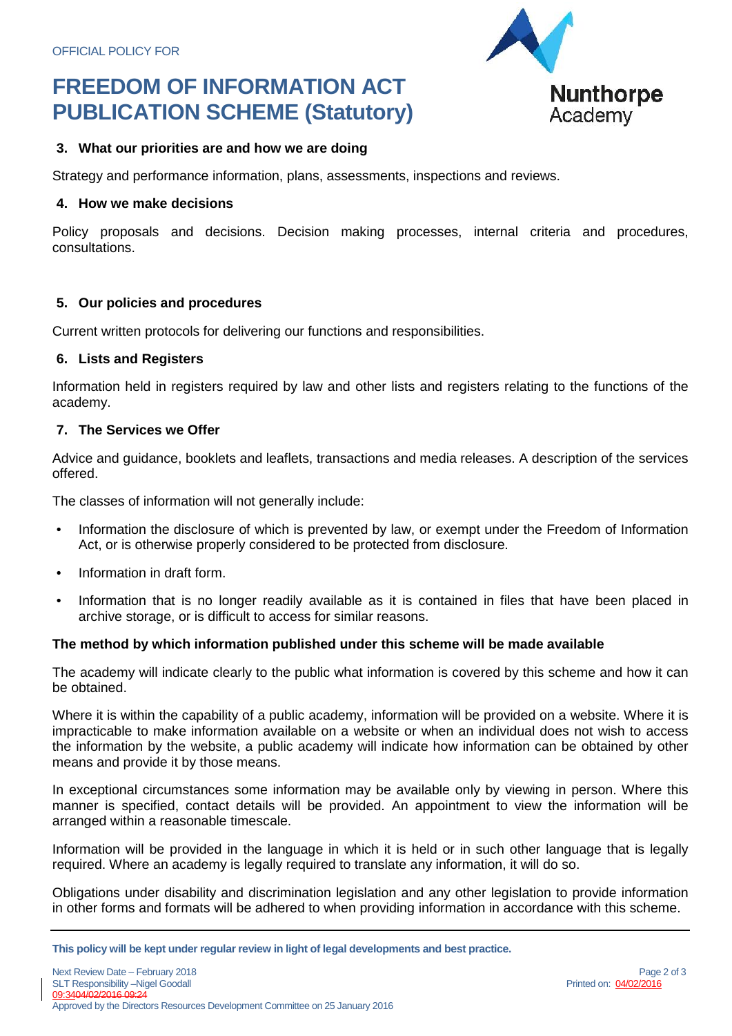### 3. What our priorities are and how we are doing

Strategy and performance information, plans, assessments, inspections and reviews.

### 4. How we make decisions

Policy proposals and decisions. Decision making processes, internal criteria and procedures, consultations.

### 5. Our policies and procedures

Current written protocols for delivering our functions and responsibilities.

### 6. Lists and Registers

Information held in registers required by law and other lists and registers relating to the functions of the academy.

### 7. The Services we Offer

Advice and guidance, booklets and leaflets, transactions and media releases. A description of the services offered.

The classes of information will not generally include:

- Information the disclosure of which is prevented by law, or exempt under the Freedom of Information Act, or is otherwise properly considered to be protected from disclosure.
- Information in draft form.
- Information that is no longer readily available as it is contained in files that have been placed in archive storage, or is difficult to access for similar reasons.

**The method by which information published under this scheme will be made available**

The academy will indicate clearly to the public what information is covered by this scheme and how it can be obtained.

Where it is within the capability of a public academy, information will be provided on a website. Where it is impracticable to make information available on a website or when an individual does not wish to access the information by the website, a public academy will indicate how information can be obtained by other means and provide it by those means.

In exceptional circumstances some information may be available only by viewing in person. Where this manner is specified, contact details will be provided. An appointment to view the information will be arranged within a reasonable timescale.

Information will be provided in the language in which it is held or in such other language that is legally required. Where an academy is legally required to translate any information, it will do so.

Obligations under disability and discrimination legislation and any other legislation to provide information in other forms and formats will be adhered to when providing information in accordance with this scheme.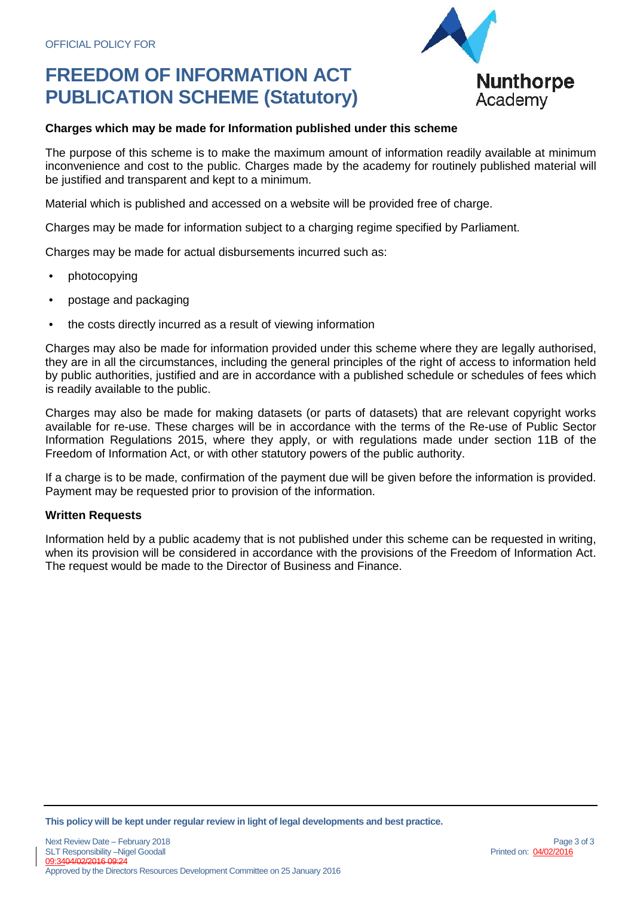## Charges which may be made for Information published under this scheme

The purpose of this scheme is to make the maximum amount of information readily available at minimum inconvenience and cost to the public. Charges made by the academy for routinely published material will be justified and transparent and kept to a minimum.

Material which is published and accessed on a website will be provided free of charge.

Charges may be made for information subject to a charging regime specified by Parliament.

Charges may be made for actual disbursements incurred such as:

- photocopying
- postage and packaging
- the costs directly incurred as a result of viewing information

Charges may also be made for information provided under this scheme where they are legally authorised, they are in all the circumstances, including the general principles of the right of access to information held by public authorities, justified and are in accordance with a published schedule or schedules of fees which is readily available to the public.

Charges may also be made for making datasets (or parts of datasets) that are relevant copyright works available for re-use. These charges will be in accordance with the terms of the Re-use of Public Sector Information Regulations 2015, where they apply, or with regulations made under section 11B of the Freedom of Information Act, or with other statutory powers of the public authority.

If a charge is to be made, confirmation of the payment due will be given before the information is provided. Payment may be requested prior to provision of the information.

## Written Requests

Information held by a public academy that is not published under this scheme can be requested in writing, when its provision will be considered in accordance with the provisions of the Freedom of Information Act. The request would be made to the Director of Business and Finance.

**This policy will be kept under regular review in light of legal developments and best practice.**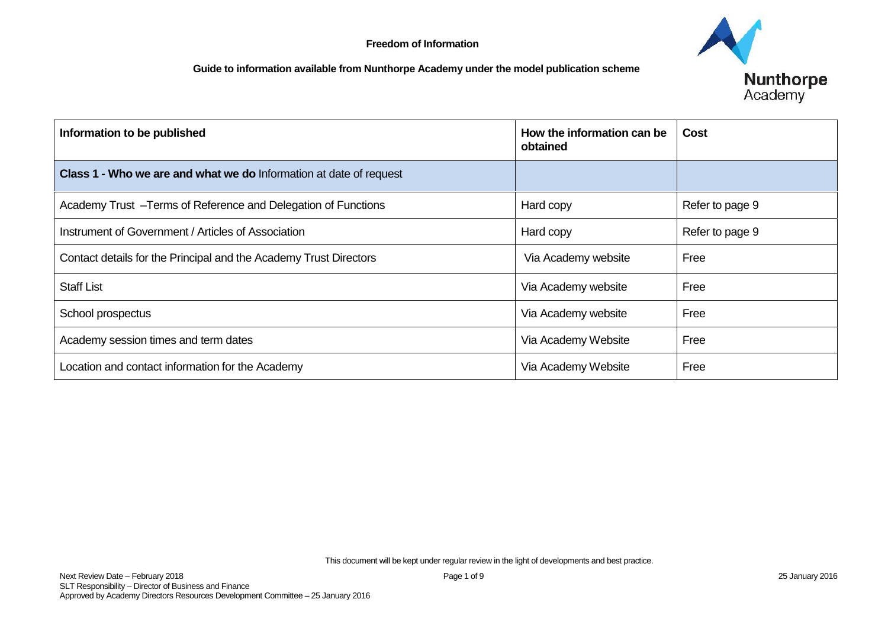**Freedom of Information**

**Guide to information available from Nunthorpe Academy under the model publication scheme**

| Information to be published | How the information can be obtained | Cost |
|---|---|---|
| **Class 1 - Who we are and what we do** Information at date of request | | |
| Academy Trust –Terms of Reference and Delegation of Functions | Hard copy | Refer to page 9 |
| Instrument of Government / Articles of Association | Hard copy | Refer to page 9 |
| Contact details for the Principal and the Academy Trust Directors | Via Academy website | Free |
| Staff List | Via Academy website | Free |
| School prospectus | Via Academy website | Free |
| Academy session times and term dates | Via Academy Website | Free |
| Location and contact information for the Academy | Via Academy Website | Free |

This document will be kept under regular review in the light of developments and best practice.

Next Review Date – February 2018
SLT Responsibility – Director of Business and Finance
Approved by Academy Directors Resources Development Committee – 25 January 2016

25 January 2016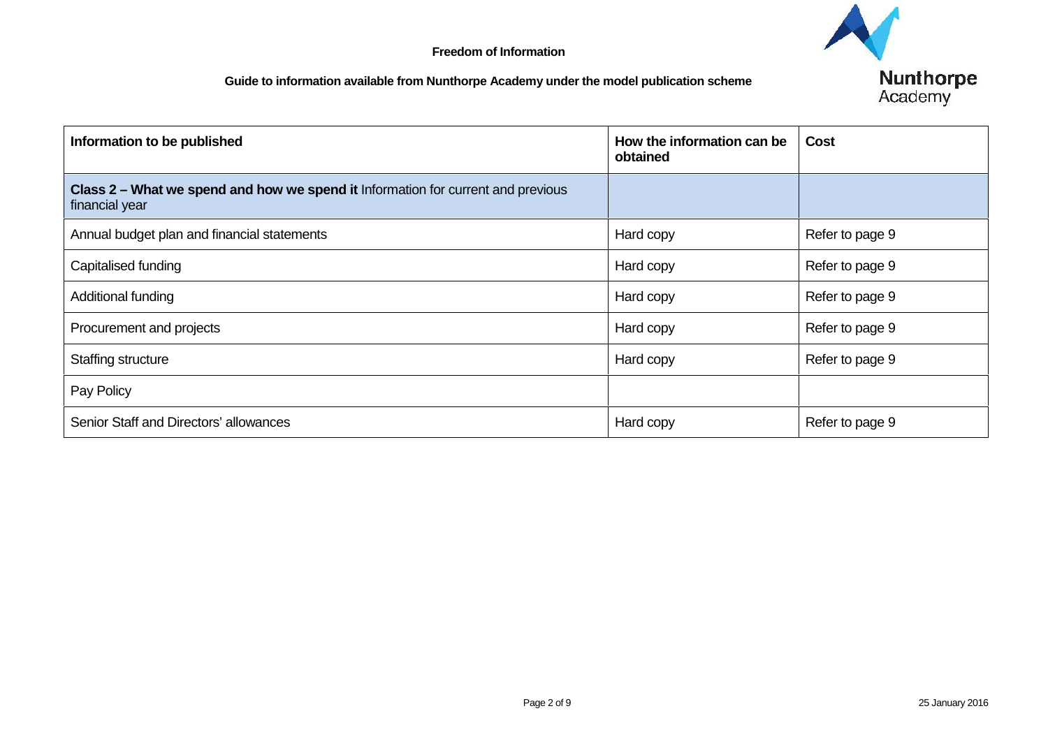**Freedom of Information**

**Guide to information available from Nunthorpe Academy under the model publication scheme**

| **Information to be published** | **How the information can be obtained** | **Cost** |
|---|---|---|
| **Class 2 – What we spend and how we spend it** Information for current and previous financial year | | |
| Annual budget plan and financial statements | Hard copy | Refer to page 9 |
| Capitalised funding | Hard copy | Refer to page 9 |
| Additional funding | Hard copy | Refer to page 9 |
| Procurement and projects | Hard copy | Refer to page 9 |
| Staffing structure | Hard copy | Refer to page 9 |
| Pay Policy | | |
| Senior Staff and Directors' allowances | Hard copy | Refer to page 9 |

25 January 2016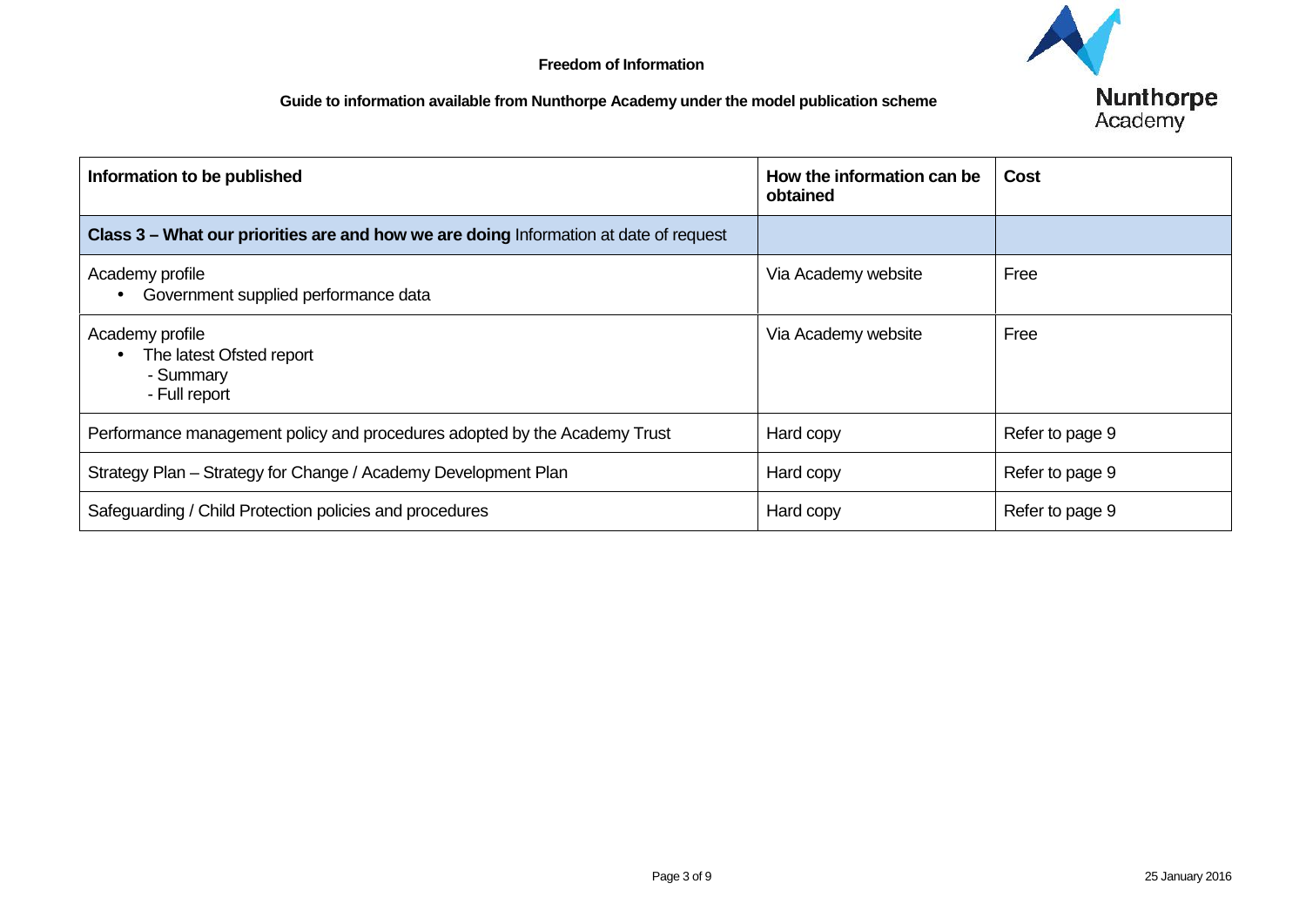**Freedom of Information**

**Guide to information available from Nunthorpe Academy under the model publication scheme**

| **Information to be published** | **How the information can be obtained** | **Cost** |
|---|---|---|
| **Class 3 – What our priorities are and how we are doing** Information at date of request | | |
| Academy profile<br>• Government supplied performance data | Via Academy website | Free |
| Academy profile<br>• The latest Ofsted report<br>- Summary<br>- Full report | Via Academy website | Free |
| Performance management policy and procedures adopted by the Academy Trust | Hard copy | Refer to page 9 |
| Strategy Plan – Strategy for Change / Academy Development Plan | Hard copy | Refer to page 9 |
| Safeguarding / Child Protection policies and procedures | Hard copy | Refer to page 9 |

25 January 2016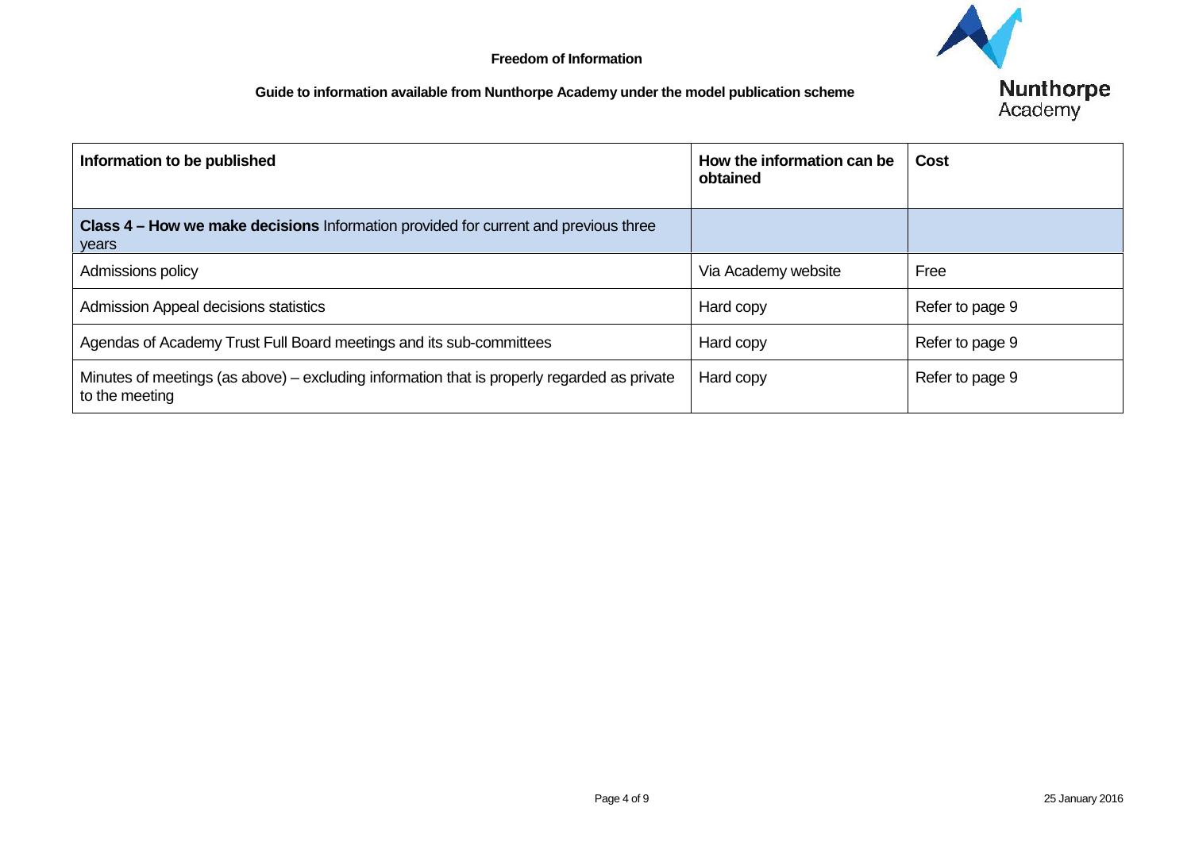**Freedom of Information**

**Guide to information available from Nunthorpe Academy under the model publication scheme**

| **Information to be published** | **How the information can be obtained** | **Cost** |
|---|---|---|
| **Class 4 – How we make decisions** Information provided for current and previous three years | | |
| Admissions policy | Via Academy website | Free |
| Admission Appeal decisions statistics | Hard copy | Refer to page 9 |
| Agendas of Academy Trust Full Board meetings and its sub-committees | Hard copy | Refer to page 9 |
| Minutes of meetings (as above) – excluding information that is properly regarded as private to the meeting | Hard copy | Refer to page 9 |

25 January 2016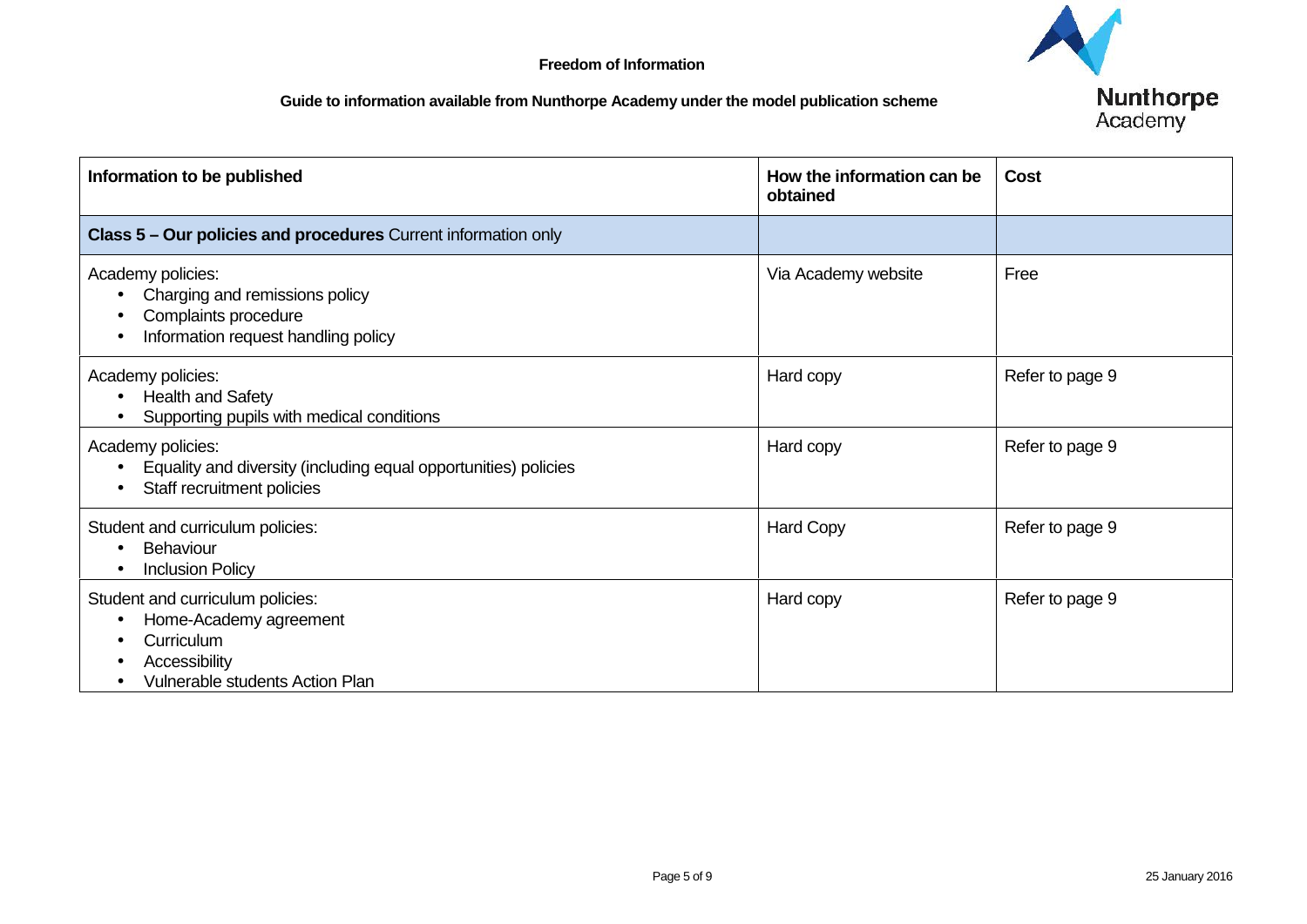**Freedom of Information**

**Guide to information available from Nunthorpe Academy under the model publication scheme**

| **Information to be published** | **How the information can be obtained** | **Cost** |
|---|---|---|
| **Class 5 – Our policies and procedures** Current information only | | |
| Academy policies:<br>• Charging and remissions policy<br>• Complaints procedure<br>• Information request handling policy | Via Academy website | Free |
| Academy policies:<br>• Health and Safety<br>• Supporting pupils with medical conditions | Hard copy | Refer to page 9 |
| Academy policies:<br>• Equality and diversity (including equal opportunities) policies<br>• Staff recruitment policies | Hard copy | Refer to page 9 |
| Student and curriculum policies:<br>• Behaviour<br>• Inclusion Policy | Hard Copy | Refer to page 9 |
| Student and curriculum policies:<br>• Home-Academy agreement<br>• Curriculum<br>• Accessibility<br>• Vulnerable students Action Plan | Hard copy | Refer to page 9 |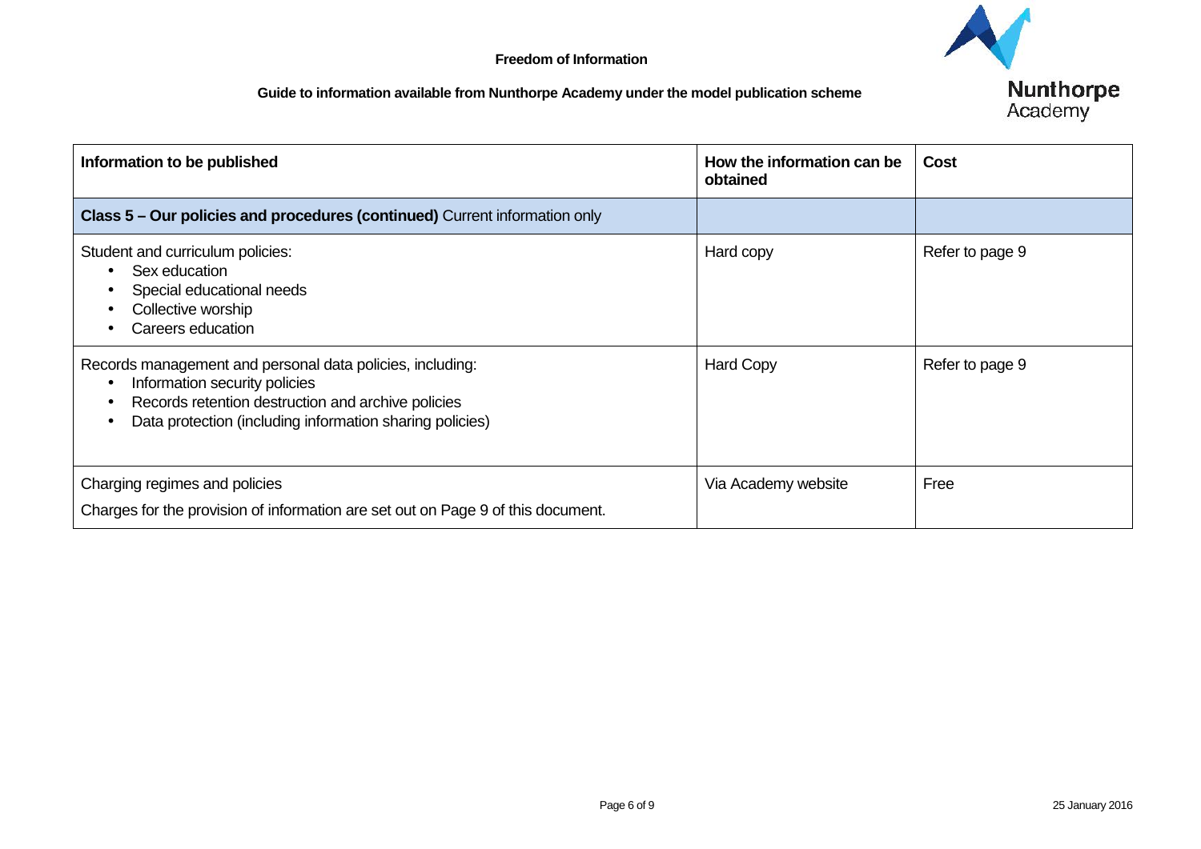**Freedom of Information**

**Guide to information available from Nunthorpe Academy under the model publication scheme**

| Information to be published | How the information can be obtained | Cost |
|---|---|---|
| **Class 5 – Our policies and procedures (continued)** Current information only | | |
| Student and curriculum policies:<br>• Sex education<br>• Special educational needs<br>• Collective worship<br>• Careers education | Hard copy | Refer to page 9 |
| Records management and personal data policies, including:<br>• Information security policies<br>• Records retention destruction and archive policies<br>• Data protection (including information sharing policies) | Hard Copy | Refer to page 9 |
| Charging regimes and policies<br>Charges for the provision of information are set out on Page 9 of this document. | Via Academy website | Free |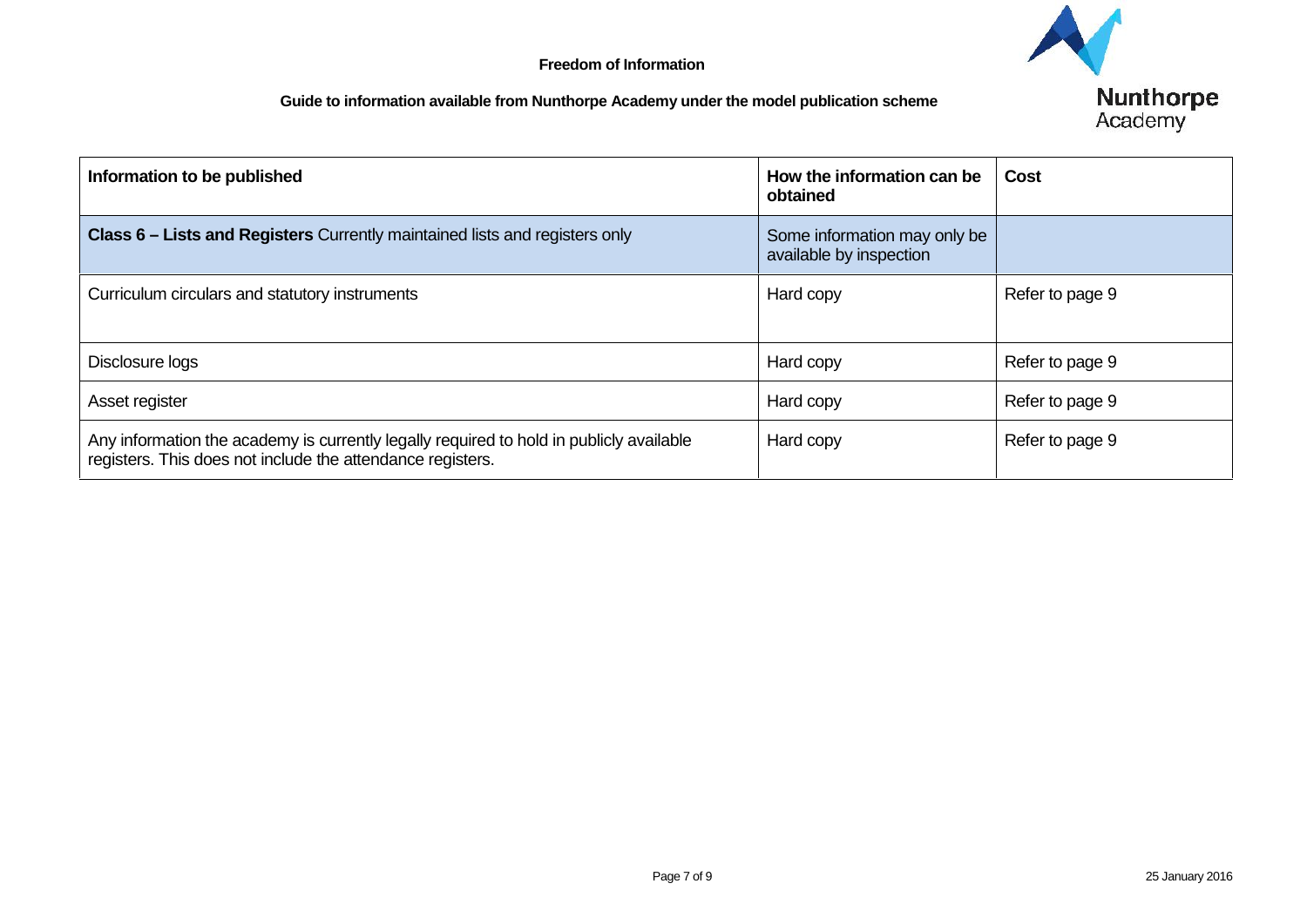**Freedom of Information**

**Guide to information available from Nunthorpe Academy under the model publication scheme**

| **Information to be published** | **How the information can be obtained** | **Cost** |
| --- | --- | --- |
| **Class 6 – Lists and Registers** Currently maintained lists and registers only | Some information may only be available by inspection | |
| Curriculum circulars and statutory instruments | Hard copy | Refer to page 9 |
| Disclosure logs | Hard copy | Refer to page 9 |
| Asset register | Hard copy | Refer to page 9 |
| Any information the academy is currently legally required to hold in publicly available registers. This does not include the attendance registers. | Hard copy | Refer to page 9 |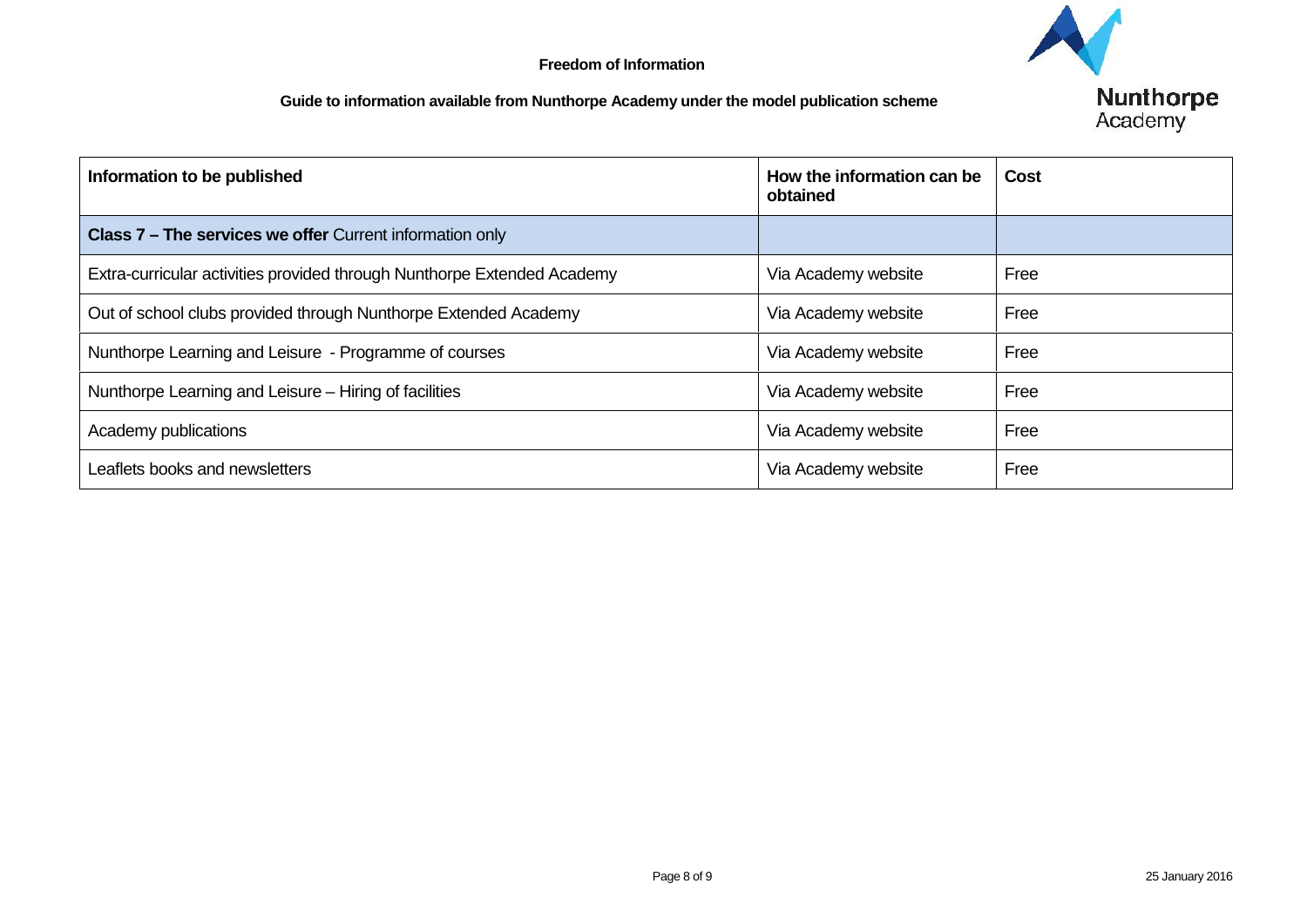**Freedom of Information**

**Guide to information available from Nunthorpe Academy under the model publication scheme**

| Information to be published | How the information can be obtained | Cost |
|---|---|---|
| **Class 7 – The services we offer** Current information only | | |
| Extra-curricular activities provided through Nunthorpe Extended Academy | Via Academy website | Free |
| Out of school clubs provided through Nunthorpe Extended Academy | Via Academy website | Free |
| Nunthorpe Learning and Leisure - Programme of courses | Via Academy website | Free |
| Nunthorpe Learning and Leisure – Hiring of facilities | Via Academy website | Free |
| Academy publications | Via Academy website | Free |
| Leaflets books and newsletters | Via Academy website | Free |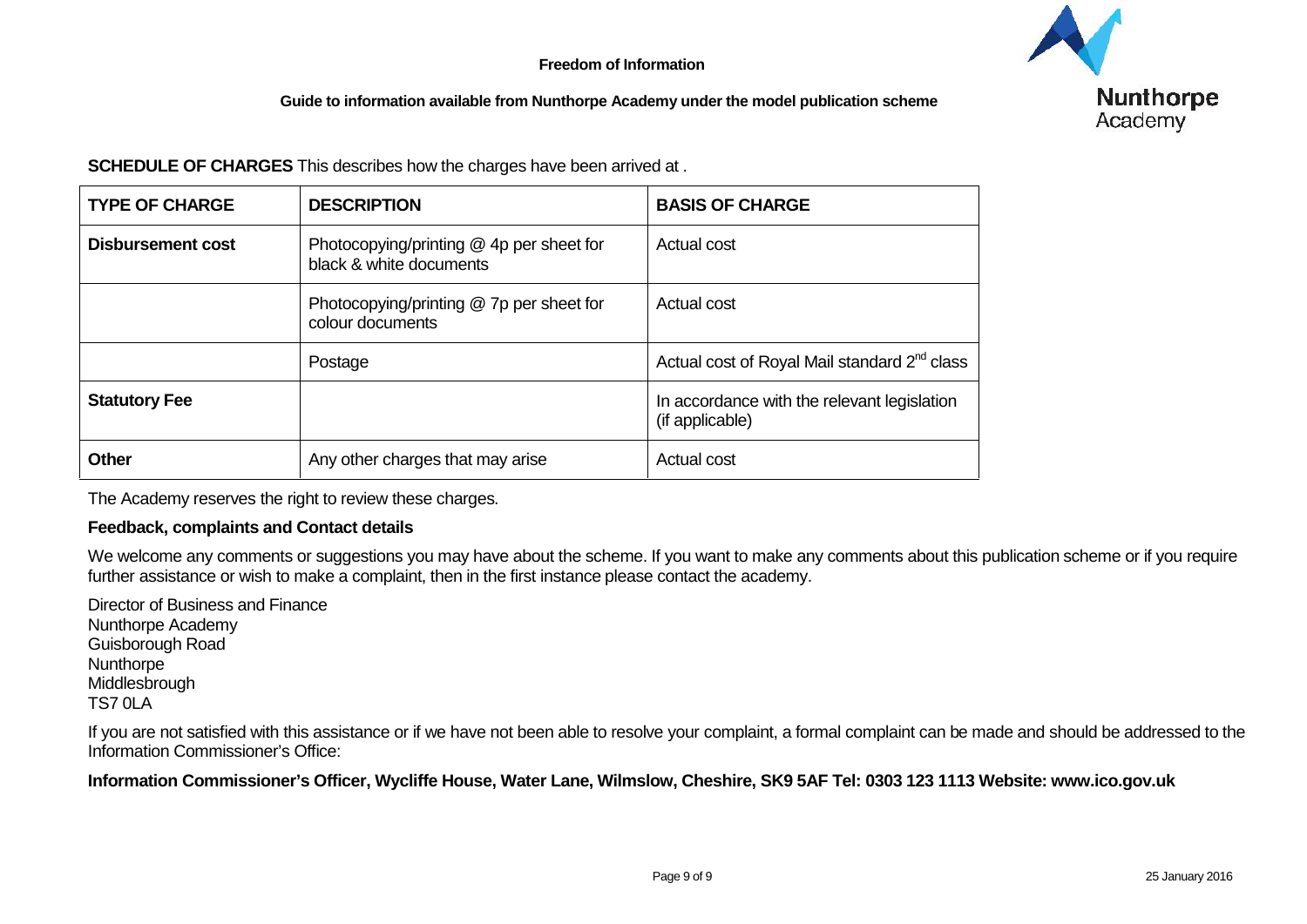**SCHEDULE OF CHARGES** This describes how the charges have been arrived at .

| TYPE OF CHARGE | DESCRIPTION | BASIS OF CHARGE |
|---|---|---|
| **Disbursement cost** | Photocopying/printing @ 4p per sheet for black & white documents | Actual cost |
| | Photocopying/printing @ 7p per sheet for colour documents | Actual cost |
| | Postage | Actual cost of Royal Mail standard 2nd class |
| **Statutory Fee** | | In accordance with the relevant legislation (if applicable) |
| **Other** | Any other charges that may arise | Actual cost |

The Academy reserves the right to review these charges.

**Feedback, complaints and Contact details**

We welcome any comments or suggestions you may have about the scheme. If you want to make any comments about this publication scheme or if you require further assistance or wish to make a complaint, then in the first instance please contact the academy.

Director of Business and Finance
Nunthorpe Academy
Guisborough Road
Nunthorpe
Middlesbrough
TS7 0LA

If you are not satisfied with this assistance or if we have not been able to resolve your complaint, a formal complaint can be made and should be addressed to the Information Commissioner's Office:

**Information Commissioner's Officer, Wycliffe House, Water Lane, Wilmslow, Cheshire, SK9 5AF Tel: 0303 123 1113 Website: www.ico.gov.uk**